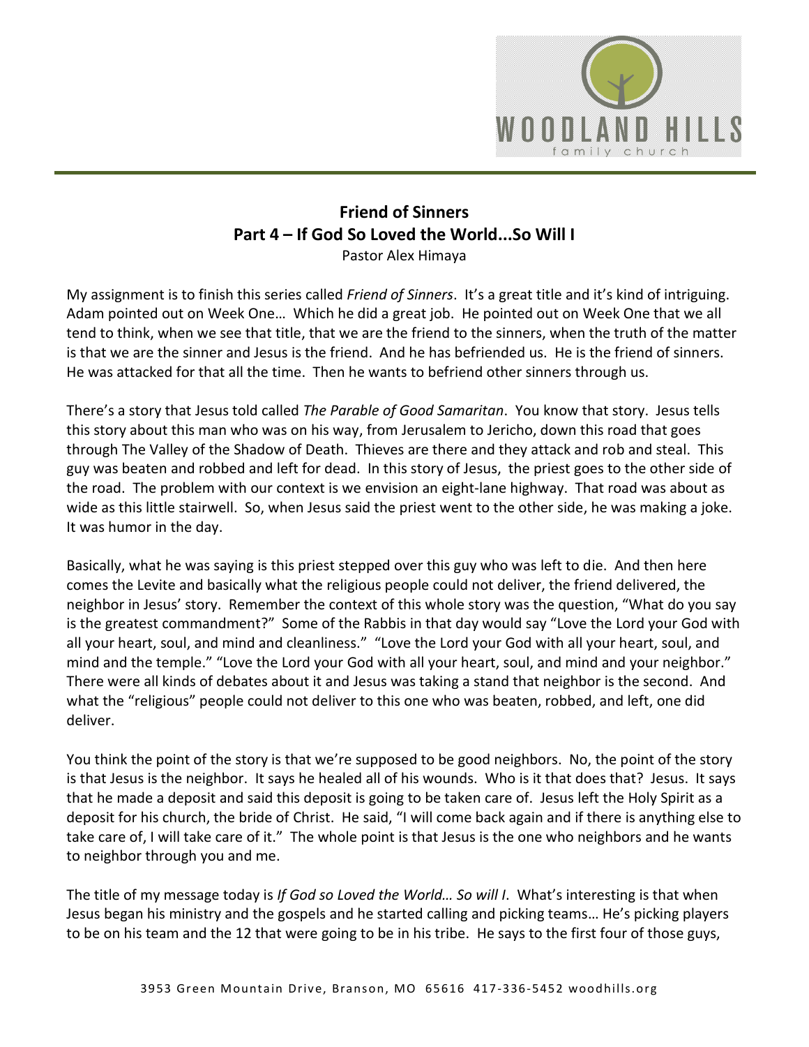**Friend of Sinners**
**Part 4 – If God So Loved the World...So Will I**
Pastor Alex Himaya

My assignment is to finish this series called *Friend of Sinners*. It's a great title and it's kind of intriguing. Adam pointed out on Week One… Which he did a great job. He pointed out on Week One that we all tend to think, when we see that title, that we are the friend to the sinners, when the truth of the matter is that we are the sinner and Jesus is the friend. And he has befriended us. He is the friend of sinners. He was attacked for that all the time. Then he wants to befriend other sinners through us.

There's a story that Jesus told called *The Parable of Good Samaritan*. You know that story. Jesus tells this story about this man who was on his way, from Jerusalem to Jericho, down this road that goes through The Valley of the Shadow of Death. Thieves are there and they attack and rob and steal. This guy was beaten and robbed and left for dead. In this story of Jesus, the priest goes to the other side of the road. The problem with our context is we envision an eight-lane highway. That road was about as wide as this little stairwell. So, when Jesus said the priest went to the other side, he was making a joke. It was humor in the day.

Basically, what he was saying is this priest stepped over this guy who was left to die. And then here comes the Levite and basically what the religious people could not deliver, the friend delivered, the neighbor in Jesus' story. Remember the context of this whole story was the question, "What do you say is the greatest commandment?" Some of the Rabbis in that day would say "Love the Lord your God with all your heart, soul, and mind and cleanliness." "Love the Lord your God with all your heart, soul, and mind and the temple." "Love the Lord your God with all your heart, soul, and mind and your neighbor." There were all kinds of debates about it and Jesus was taking a stand that neighbor is the second. And what the "religious" people could not deliver to this one who was beaten, robbed, and left, one did deliver.

You think the point of the story is that we're supposed to be good neighbors. No, the point of the story is that Jesus is the neighbor. It says he healed all of his wounds. Who is it that does that? Jesus. It says that he made a deposit and said this deposit is going to be taken care of. Jesus left the Holy Spirit as a deposit for his church, the bride of Christ. He said, "I will come back again and if there is anything else to take care of, I will take care of it." The whole point is that Jesus is the one who neighbors and he wants to neighbor through you and me.

The title of my message today is *If God so Loved the World… So will I*. What's interesting is that when Jesus began his ministry and the gospels and he started calling and picking teams… He's picking players to be on his team and the 12 that were going to be in his tribe. He says to the first four of those guys,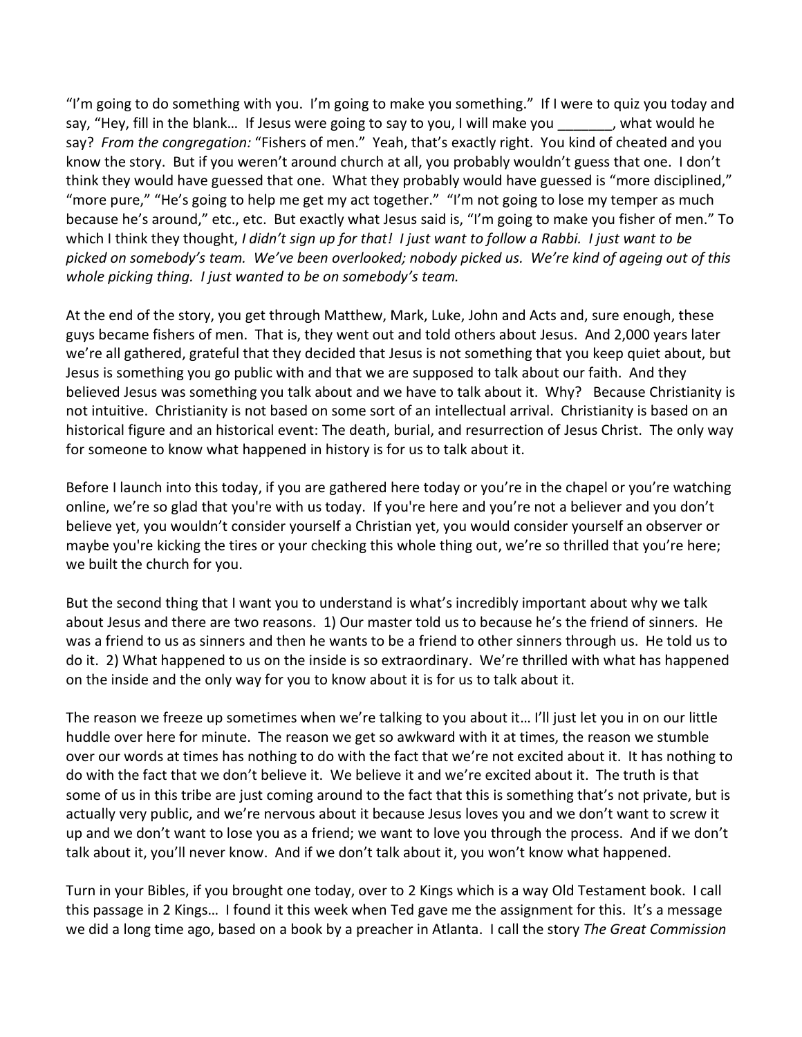"I'm going to do something with you. I'm going to make you something." If I were to quiz you today and say, "Hey, fill in the blank… If Jesus were going to say to you, I will make you _______, what would he say? *From the congregation:* "Fishers of men." Yeah, that's exactly right. You kind of cheated and you know the story. But if you weren't around church at all, you probably wouldn't guess that one. I don't think they would have guessed that one. What they probably would have guessed is "more disciplined," "more pure," "He's going to help me get my act together." "I'm not going to lose my temper as much because he's around," etc., etc. But exactly what Jesus said is, "I'm going to make you fisher of men." To which I think they thought, *I didn't sign up for that! I just want to follow a Rabbi. I just want to be picked on somebody's team. We've been overlooked; nobody picked us. We're kind of ageing out of this whole picking thing. I just wanted to be on somebody's team.*

At the end of the story, you get through Matthew, Mark, Luke, John and Acts and, sure enough, these guys became fishers of men. That is, they went out and told others about Jesus. And 2,000 years later we're all gathered, grateful that they decided that Jesus is not something that you keep quiet about, but Jesus is something you go public with and that we are supposed to talk about our faith. And they believed Jesus was something you talk about and we have to talk about it. Why? Because Christianity is not intuitive. Christianity is not based on some sort of an intellectual arrival. Christianity is based on an historical figure and an historical event: The death, burial, and resurrection of Jesus Christ. The only way for someone to know what happened in history is for us to talk about it.

Before I launch into this today, if you are gathered here today or you're in the chapel or you're watching online, we're so glad that you're with us today. If you're here and you're not a believer and you don't believe yet, you wouldn't consider yourself a Christian yet, you would consider yourself an observer or maybe you're kicking the tires or your checking this whole thing out, we're so thrilled that you're here; we built the church for you.

But the second thing that I want you to understand is what's incredibly important about why we talk about Jesus and there are two reasons. 1) Our master told us to because he's the friend of sinners. He was a friend to us as sinners and then he wants to be a friend to other sinners through us. He told us to do it. 2) What happened to us on the inside is so extraordinary. We're thrilled with what has happened on the inside and the only way for you to know about it is for us to talk about it.

The reason we freeze up sometimes when we're talking to you about it… I'll just let you in on our little huddle over here for minute. The reason we get so awkward with it at times, the reason we stumble over our words at times has nothing to do with the fact that we're not excited about it. It has nothing to do with the fact that we don't believe it. We believe it and we're excited about it. The truth is that some of us in this tribe are just coming around to the fact that this is something that's not private, but is actually very public, and we're nervous about it because Jesus loves you and we don't want to screw it up and we don't want to lose you as a friend; we want to love you through the process. And if we don't talk about it, you'll never know. And if we don't talk about it, you won't know what happened.

Turn in your Bibles, if you brought one today, over to 2 Kings which is a way Old Testament book. I call this passage in 2 Kings… I found it this week when Ted gave me the assignment for this. It's a message we did a long time ago, based on a book by a preacher in Atlanta. I call the story *The Great Commission*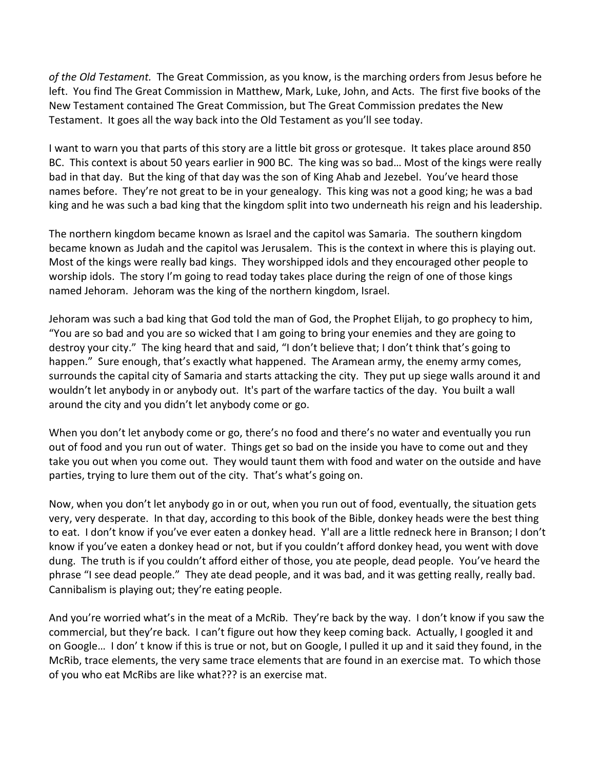*of the Old Testament.* The Great Commission, as you know, is the marching orders from Jesus before he left. You find The Great Commission in Matthew, Mark, Luke, John, and Acts. The first five books of the New Testament contained The Great Commission, but The Great Commission predates the New Testament. It goes all the way back into the Old Testament as you'll see today.

I want to warn you that parts of this story are a little bit gross or grotesque. It takes place around 850 BC. This context is about 50 years earlier in 900 BC. The king was so bad… Most of the kings were really bad in that day. But the king of that day was the son of King Ahab and Jezebel. You've heard those names before. They're not great to be in your genealogy. This king was not a good king; he was a bad king and he was such a bad king that the kingdom split into two underneath his reign and his leadership.

The northern kingdom became known as Israel and the capitol was Samaria. The southern kingdom became known as Judah and the capitol was Jerusalem. This is the context in where this is playing out. Most of the kings were really bad kings. They worshipped idols and they encouraged other people to worship idols. The story I'm going to read today takes place during the reign of one of those kings named Jehoram. Jehoram was the king of the northern kingdom, Israel.

Jehoram was such a bad king that God told the man of God, the Prophet Elijah, to go prophecy to him, "You are so bad and you are so wicked that I am going to bring your enemies and they are going to destroy your city." The king heard that and said, "I don't believe that; I don't think that's going to happen." Sure enough, that's exactly what happened. The Aramean army, the enemy army comes, surrounds the capital city of Samaria and starts attacking the city. They put up siege walls around it and wouldn't let anybody in or anybody out. It's part of the warfare tactics of the day. You built a wall around the city and you didn't let anybody come or go.

When you don't let anybody come or go, there's no food and there's no water and eventually you run out of food and you run out of water. Things get so bad on the inside you have to come out and they take you out when you come out. They would taunt them with food and water on the outside and have parties, trying to lure them out of the city. That's what's going on.

Now, when you don't let anybody go in or out, when you run out of food, eventually, the situation gets very, very desperate. In that day, according to this book of the Bible, donkey heads were the best thing to eat. I don't know if you've ever eaten a donkey head. Y'all are a little redneck here in Branson; I don't know if you've eaten a donkey head or not, but if you couldn't afford donkey head, you went with dove dung. The truth is if you couldn't afford either of those, you ate people, dead people. You've heard the phrase "I see dead people." They ate dead people, and it was bad, and it was getting really, really bad. Cannibalism is playing out; they're eating people.

And you're worried what's in the meat of a McRib. They're back by the way. I don't know if you saw the commercial, but they're back. I can't figure out how they keep coming back. Actually, I googled it and on Google… I don' t know if this is true or not, but on Google, I pulled it up and it said they found, in the McRib, trace elements, the very same trace elements that are found in an exercise mat. To which those of you who eat McRibs are like what??? is an exercise mat.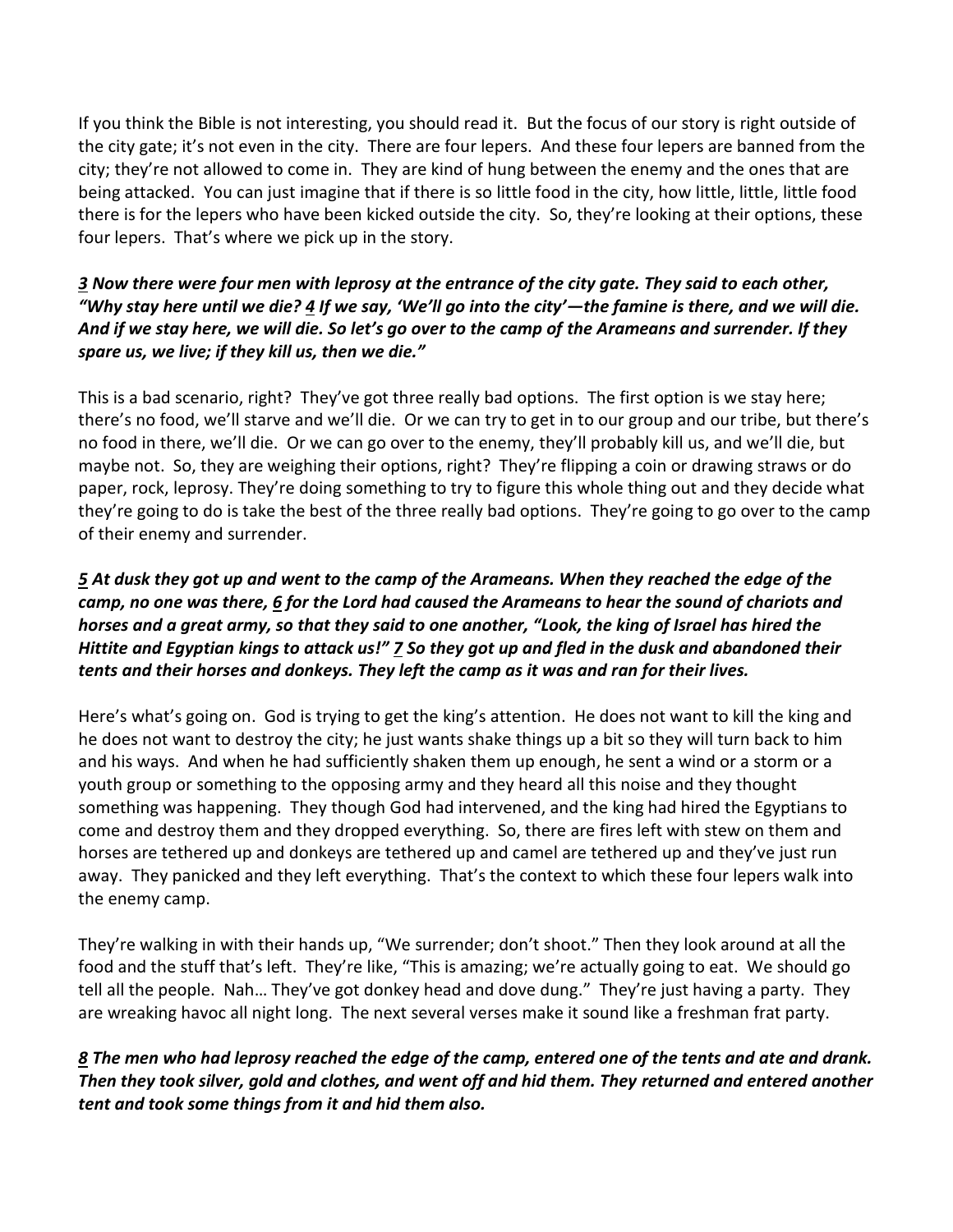If you think the Bible is not interesting, you should read it. But the focus of our story is right outside of the city gate; it's not even in the city. There are four lepers. And these four lepers are banned from the city; they're not allowed to come in. They are kind of hung between the enemy and the ones that are being attacked. You can just imagine that if there is so little food in the city, how little, little, little food there is for the lepers who have been kicked outside the city. So, they're looking at their options, these four lepers. That's where we pick up in the story.

***3** Now there were four men with leprosy at the entrance of the city gate. They said to each other, "Why stay here until we die? **4** If we say, 'We'll go into the city'—the famine is there, and we will die. And if we stay here, we will die. So let's go over to the camp of the Arameans and surrender. If they spare us, we live; if they kill us, then we die."*

This is a bad scenario, right? They've got three really bad options. The first option is we stay here; there's no food, we'll starve and we'll die. Or we can try to get in to our group and our tribe, but there's no food in there, we'll die. Or we can go over to the enemy, they'll probably kill us, and we'll die, but maybe not. So, they are weighing their options, right? They're flipping a coin or drawing straws or do paper, rock, leprosy. They're doing something to try to figure this whole thing out and they decide what they're going to do is take the best of the three really bad options. They're going to go over to the camp of their enemy and surrender.

***5** At dusk they got up and went to the camp of the Arameans. When they reached the edge of the camp, no one was there, **6** for the Lord had caused the Arameans to hear the sound of chariots and horses and a great army, so that they said to one another, "Look, the king of Israel has hired the Hittite and Egyptian kings to attack us!" **7** So they got up and fled in the dusk and abandoned their tents and their horses and donkeys. They left the camp as it was and ran for their lives.*

Here's what's going on. God is trying to get the king's attention. He does not want to kill the king and he does not want to destroy the city; he just wants shake things up a bit so they will turn back to him and his ways. And when he had sufficiently shaken them up enough, he sent a wind or a storm or a youth group or something to the opposing army and they heard all this noise and they thought something was happening. They though God had intervened, and the king had hired the Egyptians to come and destroy them and they dropped everything. So, there are fires left with stew on them and horses are tethered up and donkeys are tethered up and camel are tethered up and they've just run away. They panicked and they left everything. That's the context to which these four lepers walk into the enemy camp.

They're walking in with their hands up, "We surrender; don't shoot." Then they look around at all the food and the stuff that's left. They're like, "This is amazing; we're actually going to eat. We should go tell all the people. Nah… They've got donkey head and dove dung." They're just having a party. They are wreaking havoc all night long. The next several verses make it sound like a freshman frat party.

***8** The men who had leprosy reached the edge of the camp, entered one of the tents and ate and drank. Then they took silver, gold and clothes, and went off and hid them. They returned and entered another tent and took some things from it and hid them also.*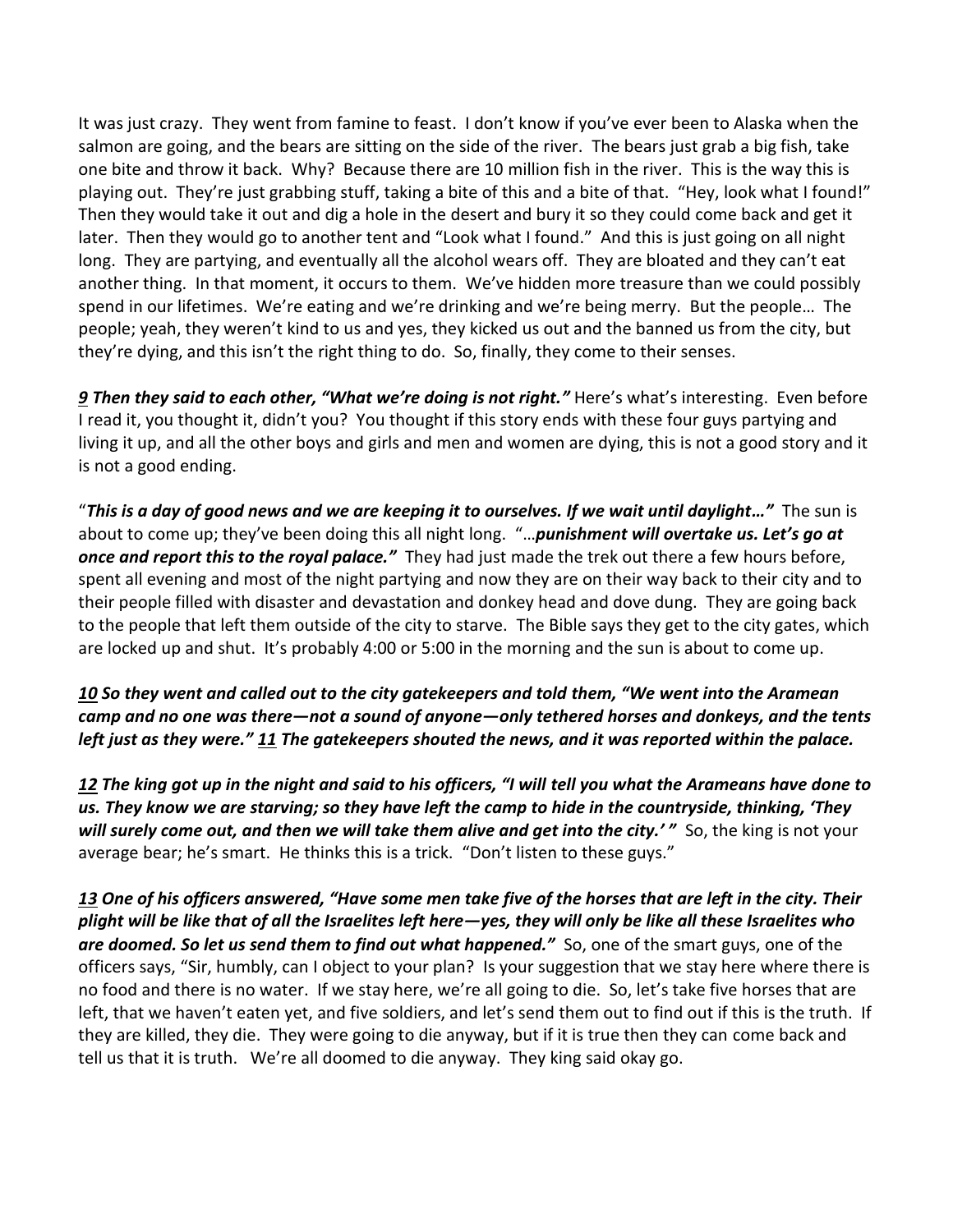It was just crazy. They went from famine to feast. I don't know if you've ever been to Alaska when the salmon are going, and the bears are sitting on the side of the river. The bears just grab a big fish, take one bite and throw it back. Why? Because there are 10 million fish in the river. This is the way this is playing out. They're just grabbing stuff, taking a bite of this and a bite of that. "Hey, look what I found!" Then they would take it out and dig a hole in the desert and bury it so they could come back and get it later. Then they would go to another tent and "Look what I found." And this is just going on all night long. They are partying, and eventually all the alcohol wears off. They are bloated and they can't eat another thing. In that moment, it occurs to them. We've hidden more treasure than we could possibly spend in our lifetimes. We're eating and we're drinking and we're being merry. But the people… The people; yeah, they weren't kind to us and yes, they kicked us out and the banned us from the city, but they're dying, and this isn't the right thing to do. So, finally, they come to their senses.

***9 Then they said to each other, "What we're doing is not right."*** Here's what's interesting. Even before I read it, you thought it, didn't you? You thought if this story ends with these four guys partying and living it up, and all the other boys and girls and men and women are dying, this is not a good story and it is not a good ending.

"***This is a day of good news and we are keeping it to ourselves. If we wait until daylight…"*** The sun is about to come up; they've been doing this all night long. "…***punishment will overtake us. Let's go at once and report this to the royal palace."*** They had just made the trek out there a few hours before, spent all evening and most of the night partying and now they are on their way back to their city and to their people filled with disaster and devastation and donkey head and dove dung. They are going back to the people that left them outside of the city to starve. The Bible says they get to the city gates, which are locked up and shut. It's probably 4:00 or 5:00 in the morning and the sun is about to come up.

***10 So they went and called out to the city gatekeepers and told them, "We went into the Aramean camp and no one was there—not a sound of anyone—only tethered horses and donkeys, and the tents left just as they were." 11 The gatekeepers shouted the news, and it was reported within the palace.***

***12 The king got up in the night and said to his officers, "I will tell you what the Arameans have done to us. They know we are starving; so they have left the camp to hide in the countryside, thinking, 'They will surely come out, and then we will take them alive and get into the city.' "*** So, the king is not your average bear; he's smart. He thinks this is a trick. "Don't listen to these guys."

***13 One of his officers answered, "Have some men take five of the horses that are left in the city. Their plight will be like that of all the Israelites left here—yes, they will only be like all these Israelites who are doomed. So let us send them to find out what happened."*** So, one of the smart guys, one of the officers says, "Sir, humbly, can I object to your plan? Is your suggestion that we stay here where there is no food and there is no water. If we stay here, we're all going to die. So, let's take five horses that are left, that we haven't eaten yet, and five soldiers, and let's send them out to find out if this is the truth. If they are killed, they die. They were going to die anyway, but if it is true then they can come back and tell us that it is truth. We're all doomed to die anyway. They king said okay go.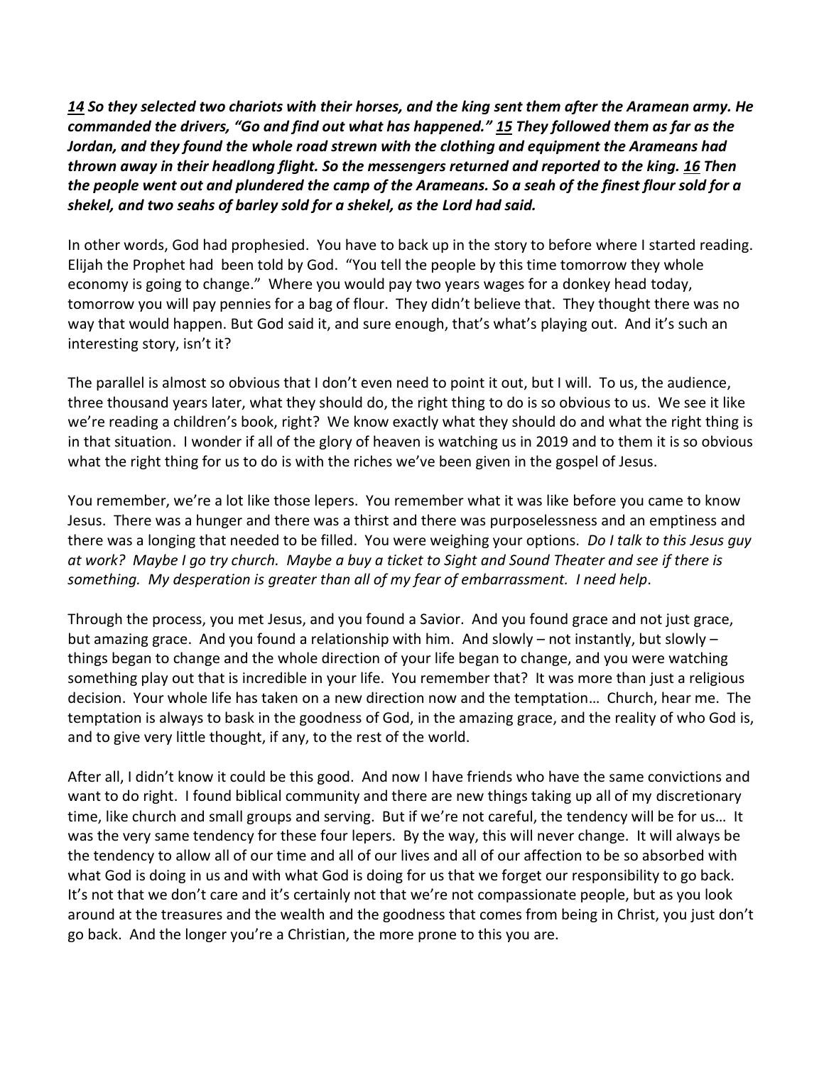***14** So they selected two chariots with their horses, and the king sent them after the Aramean army. He commanded the drivers, "Go and find out what has happened." **15** They followed them as far as the Jordan, and they found the whole road strewn with the clothing and equipment the Arameans had thrown away in their headlong flight. So the messengers returned and reported to the king. **16** Then the people went out and plundered the camp of the Arameans. So a seah of the finest flour sold for a shekel, and two seahs of barley sold for a shekel, as the Lord had said.*

In other words, God had prophesied. You have to back up in the story to before where I started reading. Elijah the Prophet had been told by God. "You tell the people by this time tomorrow they whole economy is going to change." Where you would pay two years wages for a donkey head today, tomorrow you will pay pennies for a bag of flour. They didn't believe that. They thought there was no way that would happen. But God said it, and sure enough, that's what's playing out. And it's such an interesting story, isn't it?

The parallel is almost so obvious that I don't even need to point it out, but I will. To us, the audience, three thousand years later, what they should do, the right thing to do is so obvious to us. We see it like we're reading a children's book, right? We know exactly what they should do and what the right thing is in that situation. I wonder if all of the glory of heaven is watching us in 2019 and to them it is so obvious what the right thing for us to do is with the riches we've been given in the gospel of Jesus.

You remember, we're a lot like those lepers. You remember what it was like before you came to know Jesus. There was a hunger and there was a thirst and there was purposelessness and an emptiness and there was a longing that needed to be filled. You were weighing your options. *Do I talk to this Jesus guy at work? Maybe I go try church. Maybe a buy a ticket to Sight and Sound Theater and see if there is something. My desperation is greater than all of my fear of embarrassment. I need help*.

Through the process, you met Jesus, and you found a Savior. And you found grace and not just grace, but amazing grace. And you found a relationship with him. And slowly – not instantly, but slowly – things began to change and the whole direction of your life began to change, and you were watching something play out that is incredible in your life. You remember that? It was more than just a religious decision. Your whole life has taken on a new direction now and the temptation… Church, hear me. The temptation is always to bask in the goodness of God, in the amazing grace, and the reality of who God is, and to give very little thought, if any, to the rest of the world.

After all, I didn't know it could be this good. And now I have friends who have the same convictions and want to do right. I found biblical community and there are new things taking up all of my discretionary time, like church and small groups and serving. But if we're not careful, the tendency will be for us… It was the very same tendency for these four lepers. By the way, this will never change. It will always be the tendency to allow all of our time and all of our lives and all of our affection to be so absorbed with what God is doing in us and with what God is doing for us that we forget our responsibility to go back. It's not that we don't care and it's certainly not that we're not compassionate people, but as you look around at the treasures and the wealth and the goodness that comes from being in Christ, you just don't go back. And the longer you're a Christian, the more prone to this you are.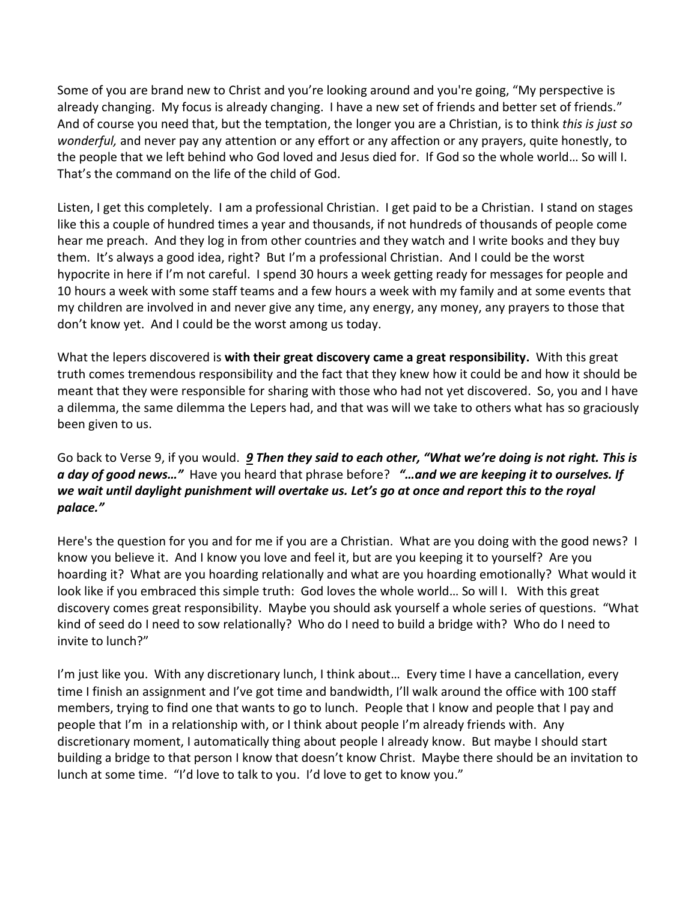Some of you are brand new to Christ and you're looking around and you're going, "My perspective is already changing. My focus is already changing. I have a new set of friends and better set of friends." And of course you need that, but the temptation, the longer you are a Christian, is to think *this is just so wonderful,* and never pay any attention or any effort or any affection or any prayers, quite honestly, to the people that we left behind who God loved and Jesus died for. If God so the whole world… So will I. That's the command on the life of the child of God.

Listen, I get this completely. I am a professional Christian. I get paid to be a Christian. I stand on stages like this a couple of hundred times a year and thousands, if not hundreds of thousands of people come hear me preach. And they log in from other countries and they watch and I write books and they buy them. It's always a good idea, right? But I'm a professional Christian. And I could be the worst hypocrite in here if I'm not careful. I spend 30 hours a week getting ready for messages for people and 10 hours a week with some staff teams and a few hours a week with my family and at some events that my children are involved in and never give any time, any energy, any money, any prayers to those that don't know yet. And I could be the worst among us today.

What the lepers discovered is **with their great discovery came a great responsibility.** With this great truth comes tremendous responsibility and the fact that they knew how it could be and how it should be meant that they were responsible for sharing with those who had not yet discovered. So, you and I have a dilemma, the same dilemma the Lepers had, and that was will we take to others what has so graciously been given to us.

Go back to Verse 9, if you would. ***9 Then they said to each other, "What we're doing is not right. This is a day of good news…"*** Have you heard that phrase before? ***"…and we are keeping it to ourselves. If we wait until daylight punishment will overtake us. Let's go at once and report this to the royal palace."***

Here's the question for you and for me if you are a Christian. What are you doing with the good news? I know you believe it. And I know you love and feel it, but are you keeping it to yourself? Are you hoarding it? What are you hoarding relationally and what are you hoarding emotionally? What would it look like if you embraced this simple truth: God loves the whole world… So will I. With this great discovery comes great responsibility. Maybe you should ask yourself a whole series of questions. "What kind of seed do I need to sow relationally? Who do I need to build a bridge with? Who do I need to invite to lunch?"

I'm just like you. With any discretionary lunch, I think about… Every time I have a cancellation, every time I finish an assignment and I've got time and bandwidth, I'll walk around the office with 100 staff members, trying to find one that wants to go to lunch. People that I know and people that I pay and people that I'm in a relationship with, or I think about people I'm already friends with. Any discretionary moment, I automatically thing about people I already know. But maybe I should start building a bridge to that person I know that doesn't know Christ. Maybe there should be an invitation to lunch at some time. "I'd love to talk to you. I'd love to get to know you."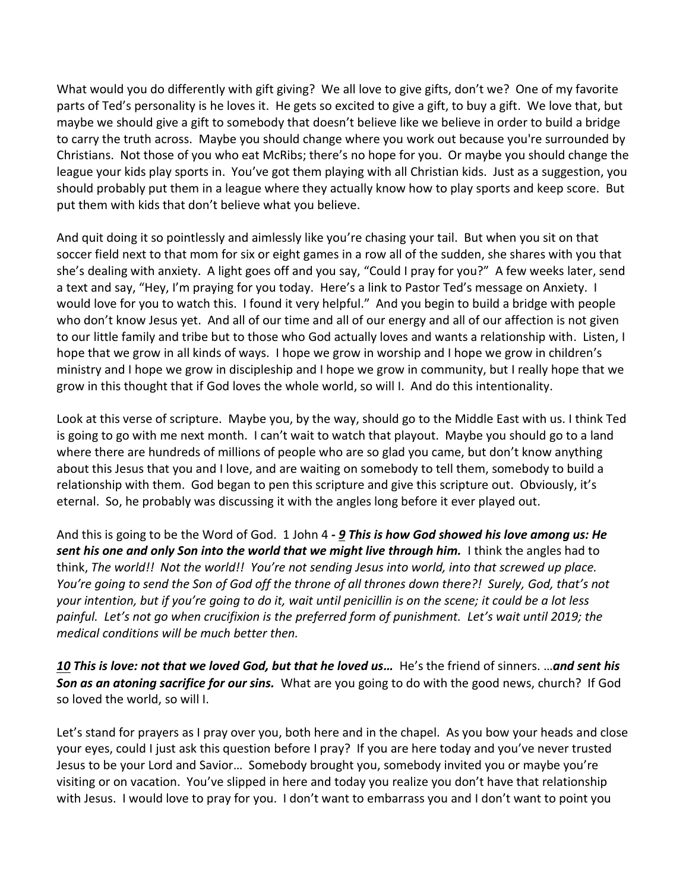What would you do differently with gift giving? We all love to give gifts, don't we? One of my favorite parts of Ted's personality is he loves it. He gets so excited to give a gift, to buy a gift. We love that, but maybe we should give a gift to somebody that doesn't believe like we believe in order to build a bridge to carry the truth across. Maybe you should change where you work out because you're surrounded by Christians. Not those of you who eat McRibs; there's no hope for you. Or maybe you should change the league your kids play sports in. You've got them playing with all Christian kids. Just as a suggestion, you should probably put them in a league where they actually know how to play sports and keep score. But put them with kids that don't believe what you believe.

And quit doing it so pointlessly and aimlessly like you're chasing your tail. But when you sit on that soccer field next to that mom for six or eight games in a row all of the sudden, she shares with you that she's dealing with anxiety. A light goes off and you say, "Could I pray for you?" A few weeks later, send a text and say, "Hey, I'm praying for you today. Here's a link to Pastor Ted's message on Anxiety. I would love for you to watch this. I found it very helpful." And you begin to build a bridge with people who don't know Jesus yet. And all of our time and all of our energy and all of our affection is not given to our little family and tribe but to those who God actually loves and wants a relationship with. Listen, I hope that we grow in all kinds of ways. I hope we grow in worship and I hope we grow in children's ministry and I hope we grow in discipleship and I hope we grow in community, but I really hope that we grow in this thought that if God loves the whole world, so will I. And do this intentionality.

Look at this verse of scripture. Maybe you, by the way, should go to the Middle East with us. I think Ted is going to go with me next month. I can't wait to watch that playout. Maybe you should go to a land where there are hundreds of millions of people who are so glad you came, but don't know anything about this Jesus that you and I love, and are waiting on somebody to tell them, somebody to build a relationship with them. God began to pen this scripture and give this scripture out. Obviously, it's eternal. So, he probably was discussing it with the angles long before it ever played out.

And this is going to be the Word of God. 1 John 4 ***- <u>9</u> This is how God showed his love among us: He sent his one and only Son into the world that we might live through him.*** I think the angles had to think, *The world!! Not the world!! You're not sending Jesus into world, into that screwed up place. You're going to send the Son of God off the throne of all thrones down there?! Surely, God, that's not your intention, but if you're going to do it, wait until penicillin is on the scene; it could be a lot less painful. Let's not go when crucifixion is the preferred form of punishment. Let's wait until 2019; the medical conditions will be much better then.*

***<u>10</u> This is love: not that we loved God, but that he loved us…*** He's the friend of sinners. …***and sent his Son as an atoning sacrifice for our sins.*** What are you going to do with the good news, church? If God so loved the world, so will I.

Let's stand for prayers as I pray over you, both here and in the chapel. As you bow your heads and close your eyes, could I just ask this question before I pray? If you are here today and you've never trusted Jesus to be your Lord and Savior… Somebody brought you, somebody invited you or maybe you're visiting or on vacation. You've slipped in here and today you realize you don't have that relationship with Jesus. I would love to pray for you. I don't want to embarrass you and I don't want to point you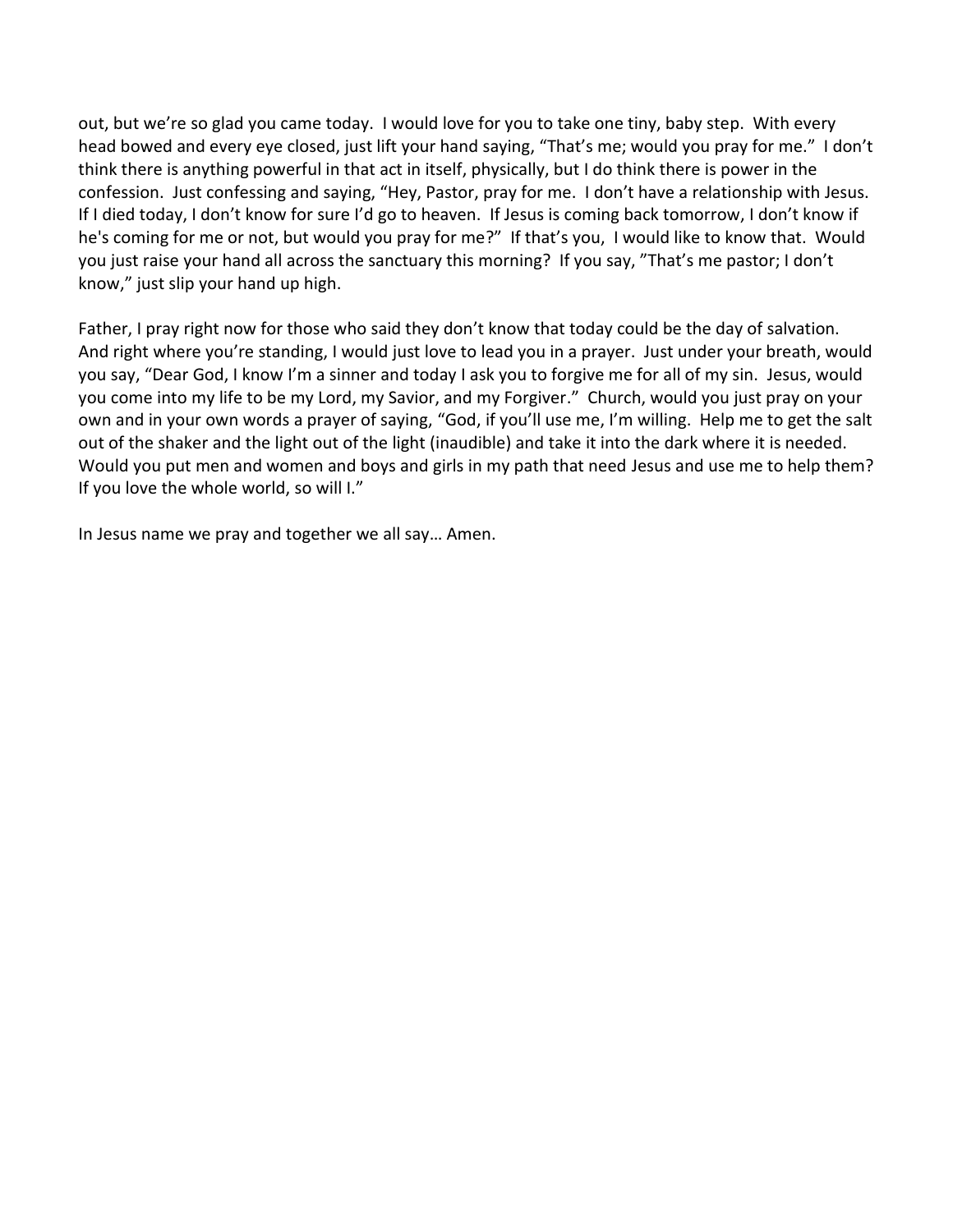out, but we're so glad you came today. I would love for you to take one tiny, baby step. With every head bowed and every eye closed, just lift your hand saying, "That's me; would you pray for me." I don't think there is anything powerful in that act in itself, physically, but I do think there is power in the confession. Just confessing and saying, "Hey, Pastor, pray for me. I don't have a relationship with Jesus. If I died today, I don't know for sure I'd go to heaven. If Jesus is coming back tomorrow, I don't know if he's coming for me or not, but would you pray for me?" If that's you, I would like to know that. Would you just raise your hand all across the sanctuary this morning? If you say, "That's me pastor; I don't know," just slip your hand up high.

Father, I pray right now for those who said they don't know that today could be the day of salvation. And right where you're standing, I would just love to lead you in a prayer. Just under your breath, would you say, "Dear God, I know I'm a sinner and today I ask you to forgive me for all of my sin. Jesus, would you come into my life to be my Lord, my Savior, and my Forgiver." Church, would you just pray on your own and in your own words a prayer of saying, "God, if you'll use me, I'm willing. Help me to get the salt out of the shaker and the light out of the light (inaudible) and take it into the dark where it is needed. Would you put men and women and boys and girls in my path that need Jesus and use me to help them? If you love the whole world, so will I."

In Jesus name we pray and together we all say… Amen.